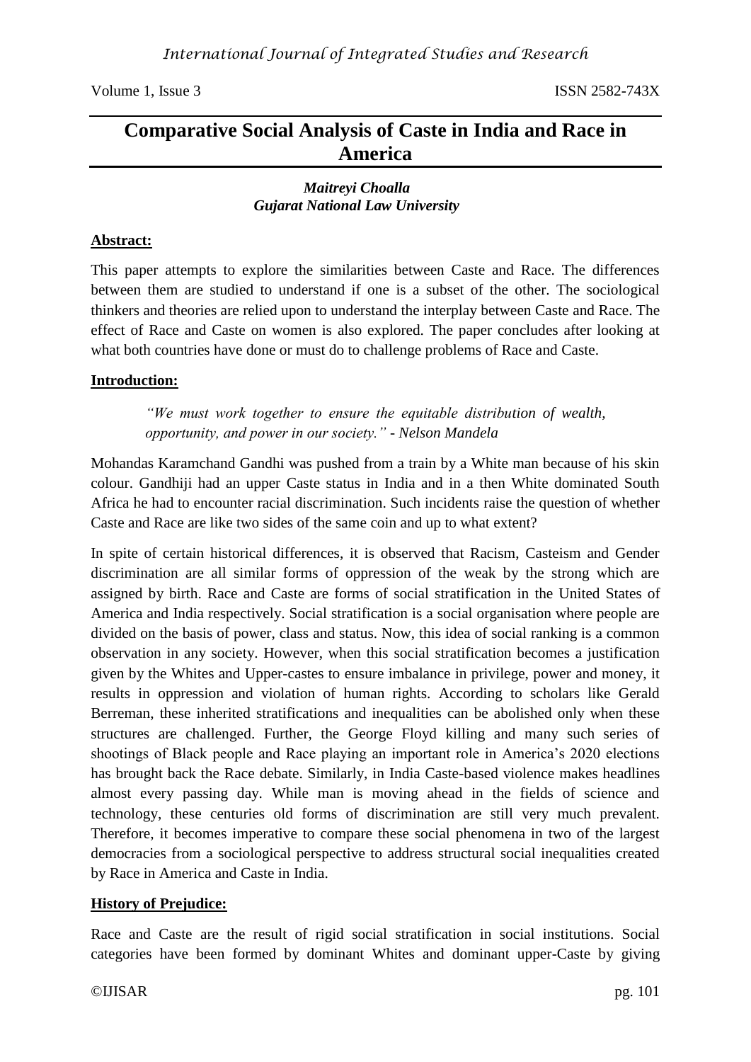# Comparative Social Analysis of Caste in India and Race in America

***Maitreyi Choalla***
***Gujarat National Law University***

## Abstract:

This paper attempts to explore the similarities between Caste and Race. The differences between them are studied to understand if one is a subset of the other. The sociological thinkers and theories are relied upon to understand the interplay between Caste and Race. The effect of Race and Caste on women is also explored. The paper concludes after looking at what both countries have done or must do to challenge problems of Race and Caste.

## Introduction:

> *"We must work together to ensure the equitable distribution of wealth, opportunity, and power in our society." - Nelson Mandela*

Mohandas Karamchand Gandhi was pushed from a train by a White man because of his skin colour. Gandhiji had an upper Caste status in India and in a then White dominated South Africa he had to encounter racial discrimination. Such incidents raise the question of whether Caste and Race are like two sides of the same coin and up to what extent?

In spite of certain historical differences, it is observed that Racism, Casteism and Gender discrimination are all similar forms of oppression of the weak by the strong which are assigned by birth. Race and Caste are forms of social stratification in the United States of America and India respectively. Social stratification is a social organisation where people are divided on the basis of power, class and status. Now, this idea of social ranking is a common observation in any society. However, when this social stratification becomes a justification given by the Whites and Upper-castes to ensure imbalance in privilege, power and money, it results in oppression and violation of human rights. According to scholars like Gerald Berreman, these inherited stratifications and inequalities can be abolished only when these structures are challenged. Further, the George Floyd killing and many such series of shootings of Black people and Race playing an important role in America's 2020 elections has brought back the Race debate. Similarly, in India Caste-based violence makes headlines almost every passing day. While man is moving ahead in the fields of science and technology, these centuries old forms of discrimination are still very much prevalent. Therefore, it becomes imperative to compare these social phenomena in two of the largest democracies from a sociological perspective to address structural social inequalities created by Race in America and Caste in India.

## History of Prejudice:

Race and Caste are the result of rigid social stratification in social institutions. Social categories have been formed by dominant Whites and dominant upper-Caste by giving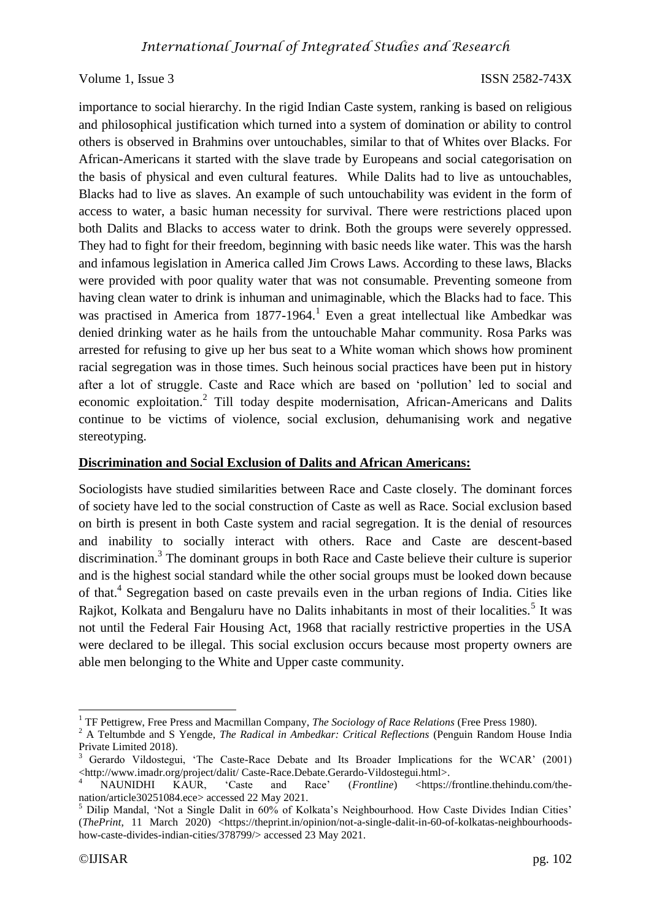importance to social hierarchy. In the rigid Indian Caste system, ranking is based on religious and philosophical justification which turned into a system of domination or ability to control others is observed in Brahmins over untouchables, similar to that of Whites over Blacks. For African-Americans it started with the slave trade by Europeans and social categorisation on the basis of physical and even cultural features. While Dalits had to live as untouchables, Blacks had to live as slaves. An example of such untouchability was evident in the form of access to water, a basic human necessity for survival. There were restrictions placed upon both Dalits and Blacks to access water to drink. Both the groups were severely oppressed. They had to fight for their freedom, beginning with basic needs like water. This was the harsh and infamous legislation in America called Jim Crows Laws. According to these laws, Blacks were provided with poor quality water that was not consumable. Preventing someone from having clean water to drink is inhuman and unimaginable, which the Blacks had to face. This was practised in America from 1877-1964.[1] Even a great intellectual like Ambedkar was denied drinking water as he hails from the untouchable Mahar community. Rosa Parks was arrested for refusing to give up her bus seat to a White woman which shows how prominent racial segregation was in those times. Such heinous social practices have been put in history after a lot of struggle. Caste and Race which are based on 'pollution' led to social and economic exploitation.[2] Till today despite modernisation, African-Americans and Dalits continue to be victims of violence, social exclusion, dehumanising work and negative stereotyping.

## Discrimination and Social Exclusion of Dalits and African Americans:

Sociologists have studied similarities between Race and Caste closely. The dominant forces of society have led to the social construction of Caste as well as Race. Social exclusion based on birth is present in both Caste system and racial segregation. It is the denial of resources and inability to socially interact with others. Race and Caste are descent-based discrimination.[3] The dominant groups in both Race and Caste believe their culture is superior and is the highest social standard while the other social groups must be looked down because of that.[4] Segregation based on caste prevails even in the urban regions of India. Cities like Rajkot, Kolkata and Bengaluru have no Dalits inhabitants in most of their localities.[5] It was not until the Federal Fair Housing Act, 1968 that racially restrictive properties in the USA were declared to be illegal. This social exclusion occurs because most property owners are able men belonging to the White and Upper caste community.

---

[1] TF Pettigrew, Free Press and Macmillan Company, *The Sociology of Race Relations* (Free Press 1980).

[2] A Teltumbde and S Yengde, *The Radical in Ambedkar: Critical Reflections* (Penguin Random House India Private Limited 2018).

[3] Gerardo Vildostegui, 'The Caste-Race Debate and Its Broader Implications for the WCAR' (2001) <http://www.imadr.org/project/dalit/ Caste-Race.Debate.Gerardo-Vildostegui.html>.

[4] NAUNIDHI KAUR, 'Caste and Race' (*Frontline*) <https://frontline.thehindu.com/the-nation/article30251084.ece> accessed 22 May 2021.

[5] Dilip Mandal, 'Not a Single Dalit in 60% of Kolkata's Neighbourhood. How Caste Divides Indian Cities' (*ThePrint*, 11 March 2020) <https://theprint.in/opinion/not-a-single-dalit-in-60-of-kolkatas-neighbourhoods-how-caste-divides-indian-cities/378799/> accessed 23 May 2021.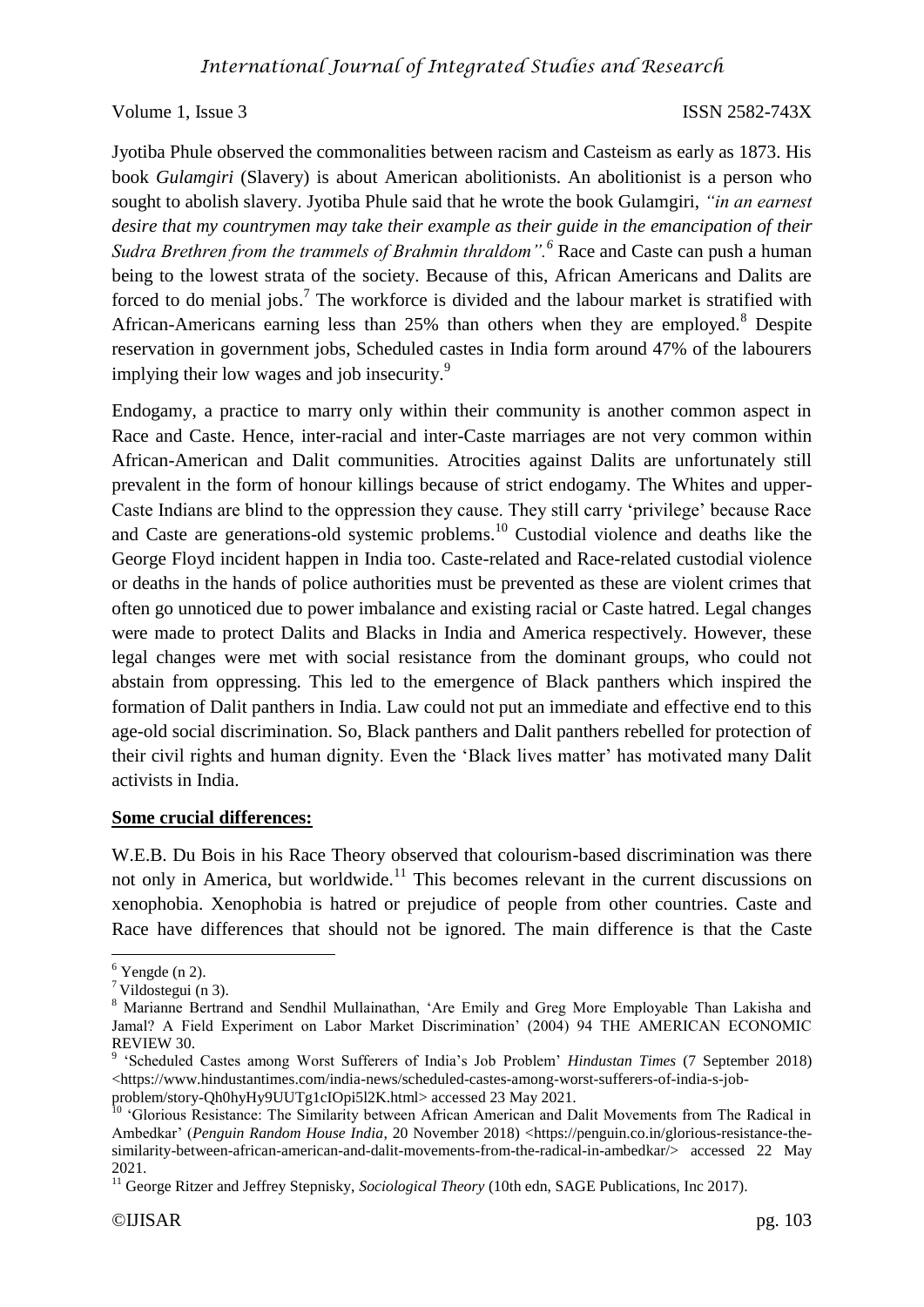Jyotiba Phule observed the commonalities between racism and Casteism as early as 1873. His book *Gulamgiri* (Slavery) is about American abolitionists. An abolitionist is a person who sought to abolish slavery. Jyotiba Phule said that he wrote the book Gulamgiri, *"in an earnest desire that my countrymen may take their example as their guide in the emancipation of their Sudra Brethren from the trammels of Brahmin thraldom".*[6] Race and Caste can push a human being to the lowest strata of the society. Because of this, African Americans and Dalits are forced to do menial jobs.[7] The workforce is divided and the labour market is stratified with African-Americans earning less than 25% than others when they are employed.[8] Despite reservation in government jobs, Scheduled castes in India form around 47% of the labourers implying their low wages and job insecurity.[9]

Endogamy, a practice to marry only within their community is another common aspect in Race and Caste. Hence, inter-racial and inter-Caste marriages are not very common within African-American and Dalit communities. Atrocities against Dalits are unfortunately still prevalent in the form of honour killings because of strict endogamy. The Whites and upper-Caste Indians are blind to the oppression they cause. They still carry 'privilege' because Race and Caste are generations-old systemic problems.[10] Custodial violence and deaths like the George Floyd incident happen in India too. Caste-related and Race-related custodial violence or deaths in the hands of police authorities must be prevented as these are violent crimes that often go unnoticed due to power imbalance and existing racial or Caste hatred. Legal changes were made to protect Dalits and Blacks in India and America respectively. However, these legal changes were met with social resistance from the dominant groups, who could not abstain from oppressing. This led to the emergence of Black panthers which inspired the formation of Dalit panthers in India. Law could not put an immediate and effective end to this age-old social discrimination. So, Black panthers and Dalit panthers rebelled for protection of their civil rights and human dignity. Even the 'Black lives matter' has motivated many Dalit activists in India.

**Some crucial differences:**

W.E.B. Du Bois in his Race Theory observed that colourism-based discrimination was there not only in America, but worldwide.[11] This becomes relevant in the current discussions on xenophobia. Xenophobia is hatred or prejudice of people from other countries. Caste and Race have differences that should not be ignored. The main difference is that the Caste

---

[6] Yengde (n 2).

[7] Vildostegui (n 3).

[8] Marianne Bertrand and Sendhil Mullainathan, 'Are Emily and Greg More Employable Than Lakisha and Jamal? A Field Experiment on Labor Market Discrimination' (2004) 94 THE AMERICAN ECONOMIC REVIEW 30.

[9] 'Scheduled Castes among Worst Sufferers of India's Job Problem' *Hindustan Times* (7 September 2018) <https://www.hindustantimes.com/india-news/scheduled-castes-among-worst-sufferers-of-india-s-job-problem/story-Qh0hyHy9UUTg1cIOpi5l2K.html> accessed 23 May 2021.

[10] 'Glorious Resistance: The Similarity between African American and Dalit Movements from The Radical in Ambedkar' (*Penguin Random House India*, 20 November 2018) <https://penguin.co.in/glorious-resistance-the-similarity-between-african-american-and-dalit-movements-from-the-radical-in-ambedkar/> accessed 22 May 2021.

[11] George Ritzer and Jeffrey Stepnisky, *Sociological Theory* (10th edn, SAGE Publications, Inc 2017).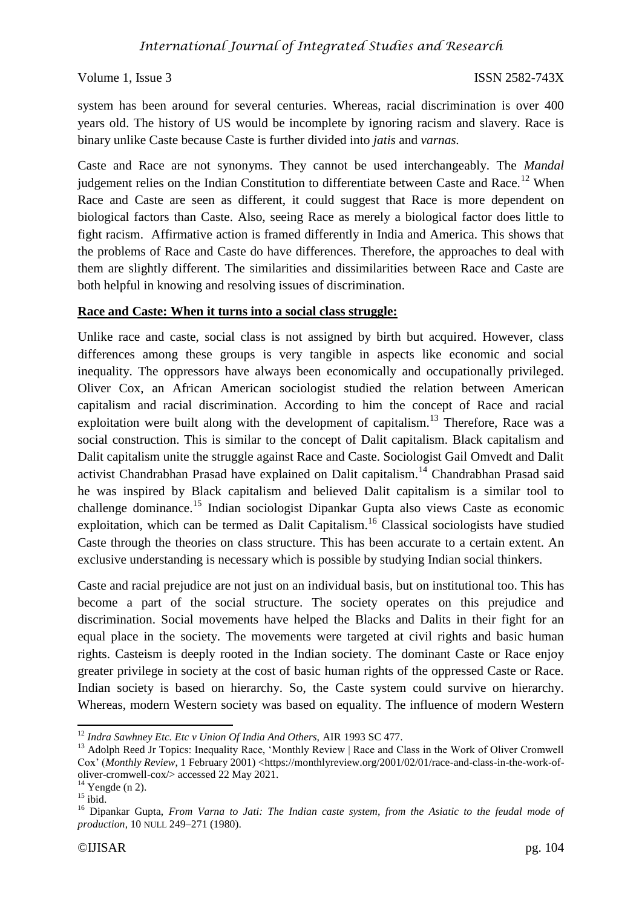system has been around for several centuries. Whereas, racial discrimination is over 400 years old. The history of US would be incomplete by ignoring racism and slavery. Race is binary unlike Caste because Caste is further divided into *jatis* and *varnas.*

Caste and Race are not synonyms. They cannot be used interchangeably. The *Mandal* judgement relies on the Indian Constitution to differentiate between Caste and Race.[12] When Race and Caste are seen as different, it could suggest that Race is more dependent on biological factors than Caste. Also, seeing Race as merely a biological factor does little to fight racism. Affirmative action is framed differently in India and America. This shows that the problems of Race and Caste do have differences. Therefore, the approaches to deal with them are slightly different. The similarities and dissimilarities between Race and Caste are both helpful in knowing and resolving issues of discrimination.

**Race and Caste: When it turns into a social class struggle:**

Unlike race and caste, social class is not assigned by birth but acquired. However, class differences among these groups is very tangible in aspects like economic and social inequality. The oppressors have always been economically and occupationally privileged. Oliver Cox, an African American sociologist studied the relation between American capitalism and racial discrimination. According to him the concept of Race and racial exploitation were built along with the development of capitalism.[13] Therefore, Race was a social construction. This is similar to the concept of Dalit capitalism. Black capitalism and Dalit capitalism unite the struggle against Race and Caste. Sociologist Gail Omvedt and Dalit activist Chandrabhan Prasad have explained on Dalit capitalism.[14] Chandrabhan Prasad said he was inspired by Black capitalism and believed Dalit capitalism is a similar tool to challenge dominance.[15] Indian sociologist Dipankar Gupta also views Caste as economic exploitation, which can be termed as Dalit Capitalism.[16] Classical sociologists have studied Caste through the theories on class structure. This has been accurate to a certain extent. An exclusive understanding is necessary which is possible by studying Indian social thinkers.

Caste and racial prejudice are not just on an individual basis, but on institutional too. This has become a part of the social structure. The society operates on this prejudice and discrimination. Social movements have helped the Blacks and Dalits in their fight for an equal place in the society. The movements were targeted at civil rights and basic human rights. Casteism is deeply rooted in the Indian society. The dominant Caste or Race enjoy greater privilege in society at the cost of basic human rights of the oppressed Caste or Race. Indian society is based on hierarchy. So, the Caste system could survive on hierarchy. Whereas, modern Western society was based on equality. The influence of modern Western

---

[12] *Indra Sawhney Etc. Etc v Union Of India And Others,* AIR 1993 SC 477.

[13] Adolph Reed Jr Topics: Inequality Race, 'Monthly Review | Race and Class in the Work of Oliver Cromwell Cox' (*Monthly Review*, 1 February 2001) <https://monthlyreview.org/2001/02/01/race-and-class-in-the-work-of-oliver-cromwell-cox/> accessed 22 May 2021.

[14] Yengde (n 2).

[15] ibid.

[16] Dipankar Gupta, *From Varna to Jati: The Indian caste system, from the Asiatic to the feudal mode of production*, 10 NULL 249–271 (1980).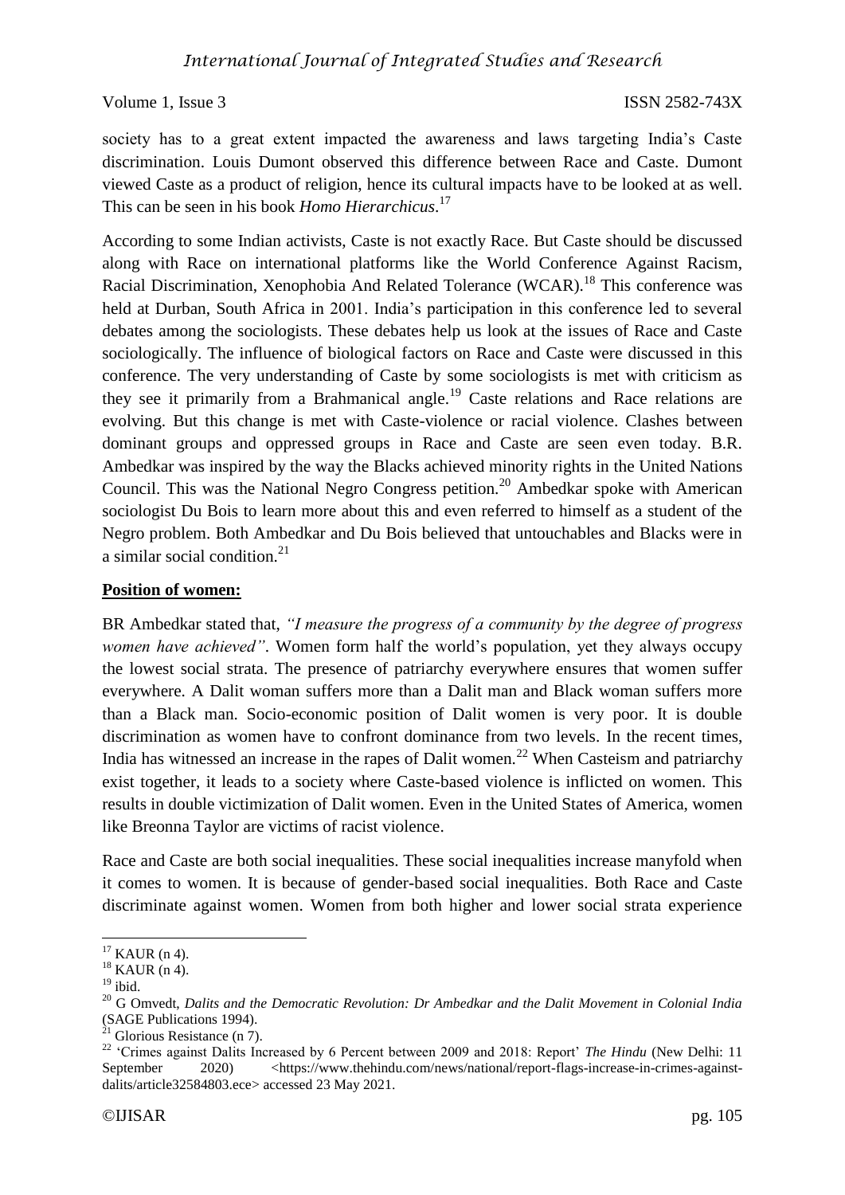society has to a great extent impacted the awareness and laws targeting India's Caste discrimination. Louis Dumont observed this difference between Race and Caste. Dumont viewed Caste as a product of religion, hence its cultural impacts have to be looked at as well. This can be seen in his book *Homo Hierarchicus*.[17]

According to some Indian activists, Caste is not exactly Race. But Caste should be discussed along with Race on international platforms like the World Conference Against Racism, Racial Discrimination, Xenophobia And Related Tolerance (WCAR).[18] This conference was held at Durban, South Africa in 2001. India's participation in this conference led to several debates among the sociologists. These debates help us look at the issues of Race and Caste sociologically. The influence of biological factors on Race and Caste were discussed in this conference. The very understanding of Caste by some sociologists is met with criticism as they see it primarily from a Brahmanical angle.[19] Caste relations and Race relations are evolving. But this change is met with Caste-violence or racial violence. Clashes between dominant groups and oppressed groups in Race and Caste are seen even today. B.R. Ambedkar was inspired by the way the Blacks achieved minority rights in the United Nations Council. This was the National Negro Congress petition.[20] Ambedkar spoke with American sociologist Du Bois to learn more about this and even referred to himself as a student of the Negro problem. Both Ambedkar and Du Bois believed that untouchables and Blacks were in a similar social condition.[21]

**Position of women:**

BR Ambedkar stated that, *"I measure the progress of a community by the degree of progress women have achieved"*. Women form half the world's population, yet they always occupy the lowest social strata. The presence of patriarchy everywhere ensures that women suffer everywhere. A Dalit woman suffers more than a Dalit man and Black woman suffers more than a Black man. Socio-economic position of Dalit women is very poor. It is double discrimination as women have to confront dominance from two levels. In the recent times, India has witnessed an increase in the rapes of Dalit women.[22] When Casteism and patriarchy exist together, it leads to a society where Caste-based violence is inflicted on women. This results in double victimization of Dalit women. Even in the United States of America, women like Breonna Taylor are victims of racist violence.

Race and Caste are both social inequalities. These social inequalities increase manyfold when it comes to women. It is because of gender-based social inequalities. Both Race and Caste discriminate against women. Women from both higher and lower social strata experience

---

[17] KAUR (n 4).

[18] KAUR (n 4).

[19] ibid.

[20] G Omvedt, *Dalits and the Democratic Revolution: Dr Ambedkar and the Dalit Movement in Colonial India* (SAGE Publications 1994).

[21] Glorious Resistance (n 7).

[22] 'Crimes against Dalits Increased by 6 Percent between 2009 and 2018: Report' *The Hindu* (New Delhi: 11 September 2020) <https://www.thehindu.com/news/national/report-flags-increase-in-crimes-against-dalits/article32584803.ece> accessed 23 May 2021.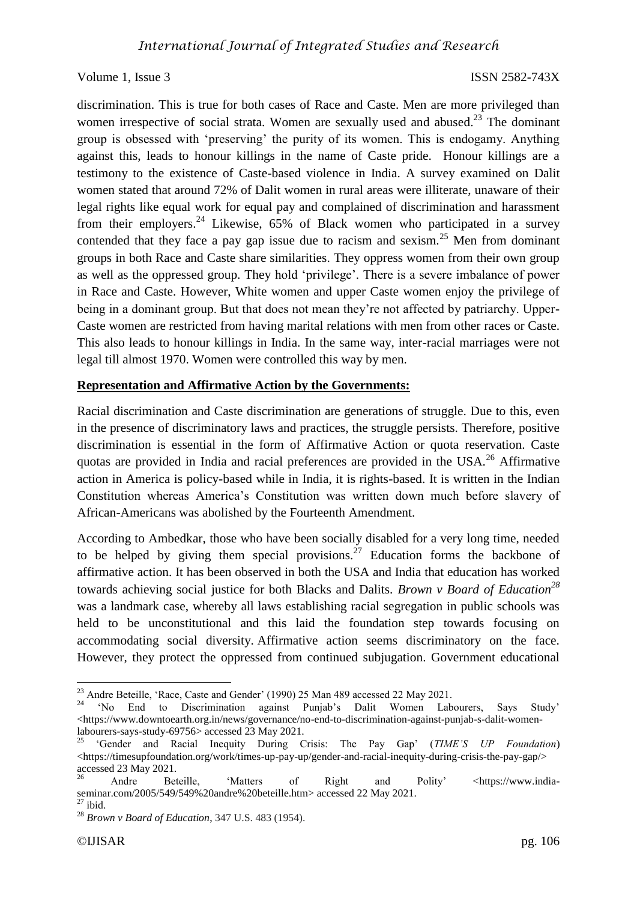discrimination. This is true for both cases of Race and Caste. Men are more privileged than women irrespective of social strata. Women are sexually used and abused.[23] The dominant group is obsessed with 'preserving' the purity of its women. This is endogamy. Anything against this, leads to honour killings in the name of Caste pride. Honour killings are a testimony to the existence of Caste-based violence in India. A survey examined on Dalit women stated that around 72% of Dalit women in rural areas were illiterate, unaware of their legal rights like equal work for equal pay and complained of discrimination and harassment from their employers.[24] Likewise, 65% of Black women who participated in a survey contended that they face a pay gap issue due to racism and sexism.[25] Men from dominant groups in both Race and Caste share similarities. They oppress women from their own group as well as the oppressed group. They hold 'privilege'. There is a severe imbalance of power in Race and Caste. However, White women and upper Caste women enjoy the privilege of being in a dominant group. But that does not mean they're not affected by patriarchy. Upper-Caste women are restricted from having marital relations with men from other races or Caste. This also leads to honour killings in India. In the same way, inter-racial marriages were not legal till almost 1970. Women were controlled this way by men.

**Representation and Affirmative Action by the Governments:**

Racial discrimination and Caste discrimination are generations of struggle. Due to this, even in the presence of discriminatory laws and practices, the struggle persists. Therefore, positive discrimination is essential in the form of Affirmative Action or quota reservation. Caste quotas are provided in India and racial preferences are provided in the USA.[26] Affirmative action in America is policy-based while in India, it is rights-based. It is written in the Indian Constitution whereas America's Constitution was written down much before slavery of African-Americans was abolished by the Fourteenth Amendment.

According to Ambedkar, those who have been socially disabled for a very long time, needed to be helped by giving them special provisions.[27] Education forms the backbone of affirmative action. It has been observed in both the USA and India that education has worked towards achieving social justice for both Blacks and Dalits. *Brown v Board of Education*[28] was a landmark case, whereby all laws establishing racial segregation in public schools was held to be unconstitutional and this laid the foundation step towards focusing on accommodating social diversity. Affirmative action seems discriminatory on the face. However, they protect the oppressed from continued subjugation. Government educational

---

[23] Andre Beteille, 'Race, Caste and Gender' (1990) 25 Man 489 accessed 22 May 2021.

[24] 'No End to Discrimination against Punjab's Dalit Women Labourers, Says Study' <https://www.downtoearth.org.in/news/governance/no-end-to-discrimination-against-punjab-s-dalit-women-labourers-says-study-69756> accessed 23 May 2021.

[25] 'Gender and Racial Inequity During Crisis: The Pay Gap' (*TIME'S UP Foundation*) <https://timesupfoundation.org/work/times-up-pay-up/gender-and-racial-inequity-during-crisis-the-pay-gap/> accessed 23 May 2021.

[26] Andre Beteille, 'Matters of Right and Polity' <https://www.india-seminar.com/2005/549/549%20andre%20beteille.htm> accessed 22 May 2021.

[27] ibid.

[28] *Brown v Board of Education*, 347 U.S. 483 (1954).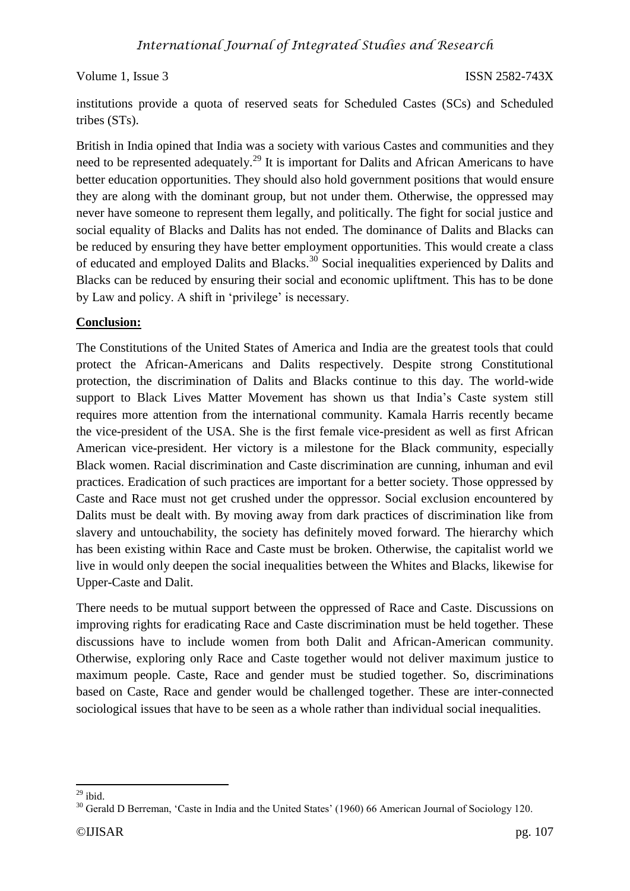institutions provide a quota of reserved seats for Scheduled Castes (SCs) and Scheduled tribes (STs).

British in India opined that India was a society with various Castes and communities and they need to be represented adequately.[29] It is important for Dalits and African Americans to have better education opportunities. They should also hold government positions that would ensure they are along with the dominant group, but not under them. Otherwise, the oppressed may never have someone to represent them legally, and politically. The fight for social justice and social equality of Blacks and Dalits has not ended. The dominance of Dalits and Blacks can be reduced by ensuring they have better employment opportunities. This would create a class of educated and employed Dalits and Blacks.[30] Social inequalities experienced by Dalits and Blacks can be reduced by ensuring their social and economic upliftment. This has to be done by Law and policy. A shift in 'privilege' is necessary.

**Conclusion:**

The Constitutions of the United States of America and India are the greatest tools that could protect the African-Americans and Dalits respectively. Despite strong Constitutional protection, the discrimination of Dalits and Blacks continue to this day. The world-wide support to Black Lives Matter Movement has shown us that India's Caste system still requires more attention from the international community. Kamala Harris recently became the vice-president of the USA. She is the first female vice-president as well as first African American vice-president. Her victory is a milestone for the Black community, especially Black women. Racial discrimination and Caste discrimination are cunning, inhuman and evil practices. Eradication of such practices are important for a better society. Those oppressed by Caste and Race must not get crushed under the oppressor. Social exclusion encountered by Dalits must be dealt with. By moving away from dark practices of discrimination like from slavery and untouchability, the society has definitely moved forward. The hierarchy which has been existing within Race and Caste must be broken. Otherwise, the capitalist world we live in would only deepen the social inequalities between the Whites and Blacks, likewise for Upper-Caste and Dalit.

There needs to be mutual support between the oppressed of Race and Caste. Discussions on improving rights for eradicating Race and Caste discrimination must be held together. These discussions have to include women from both Dalit and African-American community. Otherwise, exploring only Race and Caste together would not deliver maximum justice to maximum people. Caste, Race and gender must be studied together. So, discriminations based on Caste, Race and gender would be challenged together. These are inter-connected sociological issues that have to be seen as a whole rather than individual social inequalities.

---

[29] ibid.

[30] Gerald D Berreman, 'Caste in India and the United States' (1960) 66 American Journal of Sociology 120.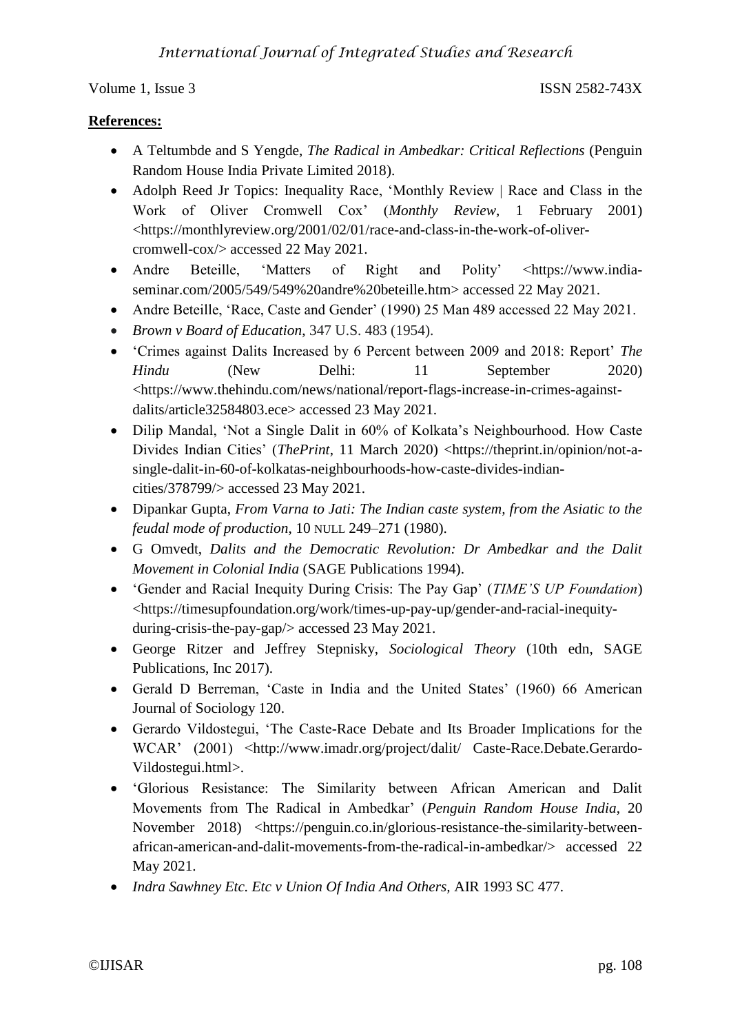**References:**

- A Teltumbde and S Yengde, *The Radical in Ambedkar: Critical Reflections* (Penguin Random House India Private Limited 2018).
- Adolph Reed Jr Topics: Inequality Race, 'Monthly Review | Race and Class in the Work of Oliver Cromwell Cox' (*Monthly Review*, 1 February 2001) <https://monthlyreview.org/2001/02/01/race-and-class-in-the-work-of-oliver-cromwell-cox/> accessed 22 May 2021.
- Andre Beteille, 'Matters of Right and Polity' <https://www.india-seminar.com/2005/549/549%20andre%20beteille.htm> accessed 22 May 2021.
- Andre Beteille, 'Race, Caste and Gender' (1990) 25 Man 489 accessed 22 May 2021.
- *Brown v Board of Education,* 347 U.S. 483 (1954).
- 'Crimes against Dalits Increased by 6 Percent between 2009 and 2018: Report' *The Hindu* (New Delhi: 11 September 2020) <https://www.thehindu.com/news/national/report-flags-increase-in-crimes-against-dalits/article32584803.ece> accessed 23 May 2021.
- Dilip Mandal, 'Not a Single Dalit in 60% of Kolkata's Neighbourhood. How Caste Divides Indian Cities' (*ThePrint*, 11 March 2020) <https://theprint.in/opinion/not-a-single-dalit-in-60-of-kolkatas-neighbourhoods-how-caste-divides-indian-cities/378799/> accessed 23 May 2021.
- Dipankar Gupta, *From Varna to Jati: The Indian caste system, from the Asiatic to the feudal mode of production*, 10 NULL 249–271 (1980).
- G Omvedt, *Dalits and the Democratic Revolution: Dr Ambedkar and the Dalit Movement in Colonial India* (SAGE Publications 1994).
- 'Gender and Racial Inequity During Crisis: The Pay Gap' (*TIME'S UP Foundation*) <https://timesupfoundation.org/work/times-up-pay-up/gender-and-racial-inequity-during-crisis-the-pay-gap/> accessed 23 May 2021.
- George Ritzer and Jeffrey Stepnisky, *Sociological Theory* (10th edn, SAGE Publications, Inc 2017).
- Gerald D Berreman, 'Caste in India and the United States' (1960) 66 American Journal of Sociology 120.
- Gerardo Vildostegui, 'The Caste-Race Debate and Its Broader Implications for the WCAR' (2001) <http://www.imadr.org/project/dalit/ Caste-Race.Debate.Gerardo-Vildostegui.html>.
- 'Glorious Resistance: The Similarity between African American and Dalit Movements from The Radical in Ambedkar' (*Penguin Random House India*, 20 November 2018) <https://penguin.co.in/glorious-resistance-the-similarity-between-african-american-and-dalit-movements-from-the-radical-in-ambedkar/> accessed 22 May 2021.
- *Indra Sawhney Etc. Etc v Union Of India And Others,* AIR 1993 SC 477.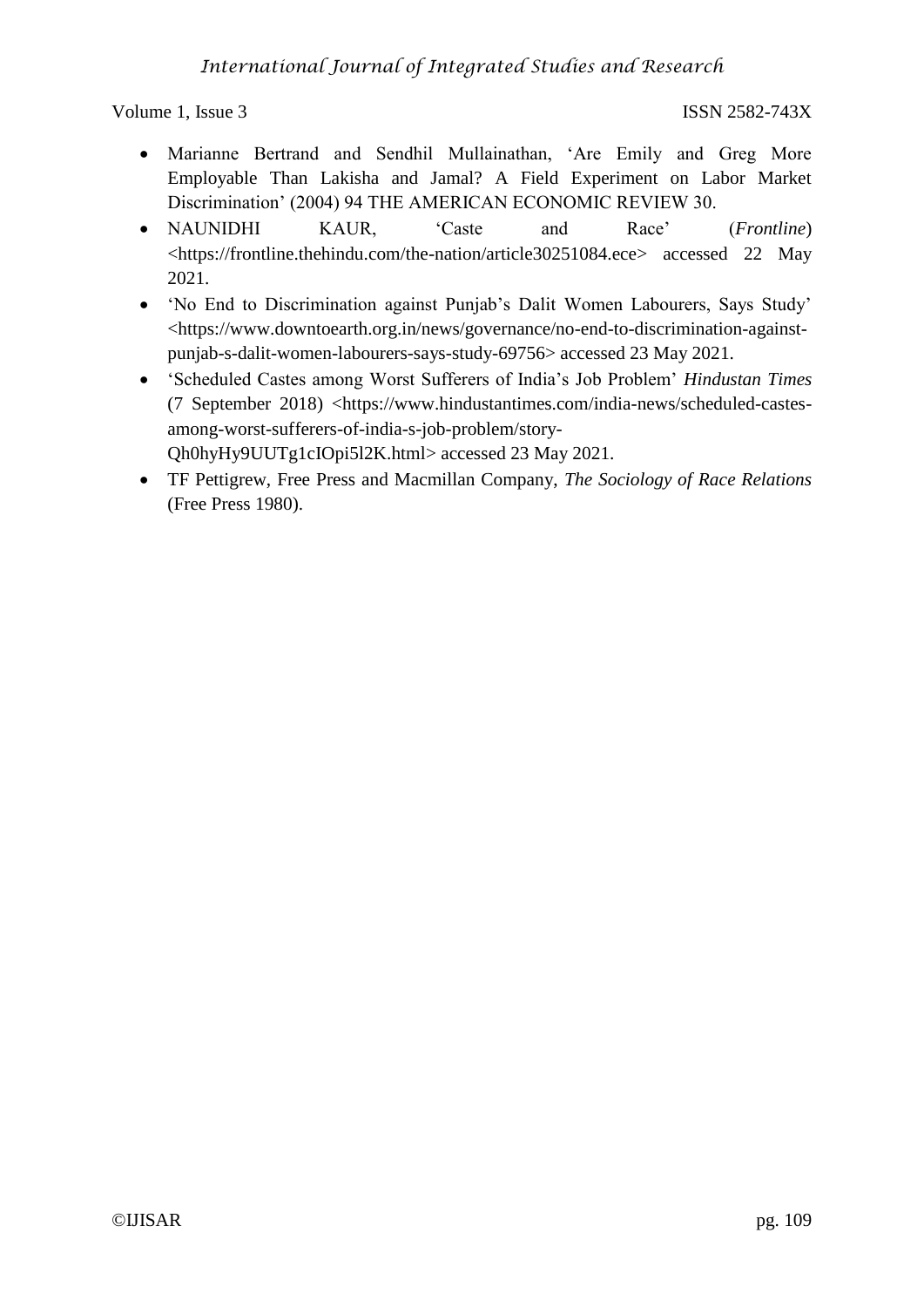- Marianne Bertrand and Sendhil Mullainathan, 'Are Emily and Greg More Employable Than Lakisha and Jamal? A Field Experiment on Labor Market Discrimination' (2004) 94 THE AMERICAN ECONOMIC REVIEW 30.
- NAUNIDHI KAUR, 'Caste and Race' (*Frontline*) <https://frontline.thehindu.com/the-nation/article30251084.ece> accessed 22 May 2021.
- 'No End to Discrimination against Punjab's Dalit Women Labourers, Says Study' <https://www.downtoearth.org.in/news/governance/no-end-to-discrimination-against-punjab-s-dalit-women-labourers-says-study-69756> accessed 23 May 2021.
- 'Scheduled Castes among Worst Sufferers of India's Job Problem' *Hindustan Times* (7 September 2018) <https://www.hindustantimes.com/india-news/scheduled-castes-among-worst-sufferers-of-india-s-job-problem/story-Qh0hyHy9UUTg1cIOpi5l2K.html> accessed 23 May 2021.
- TF Pettigrew, Free Press and Macmillan Company, *The Sociology of Race Relations* (Free Press 1980).